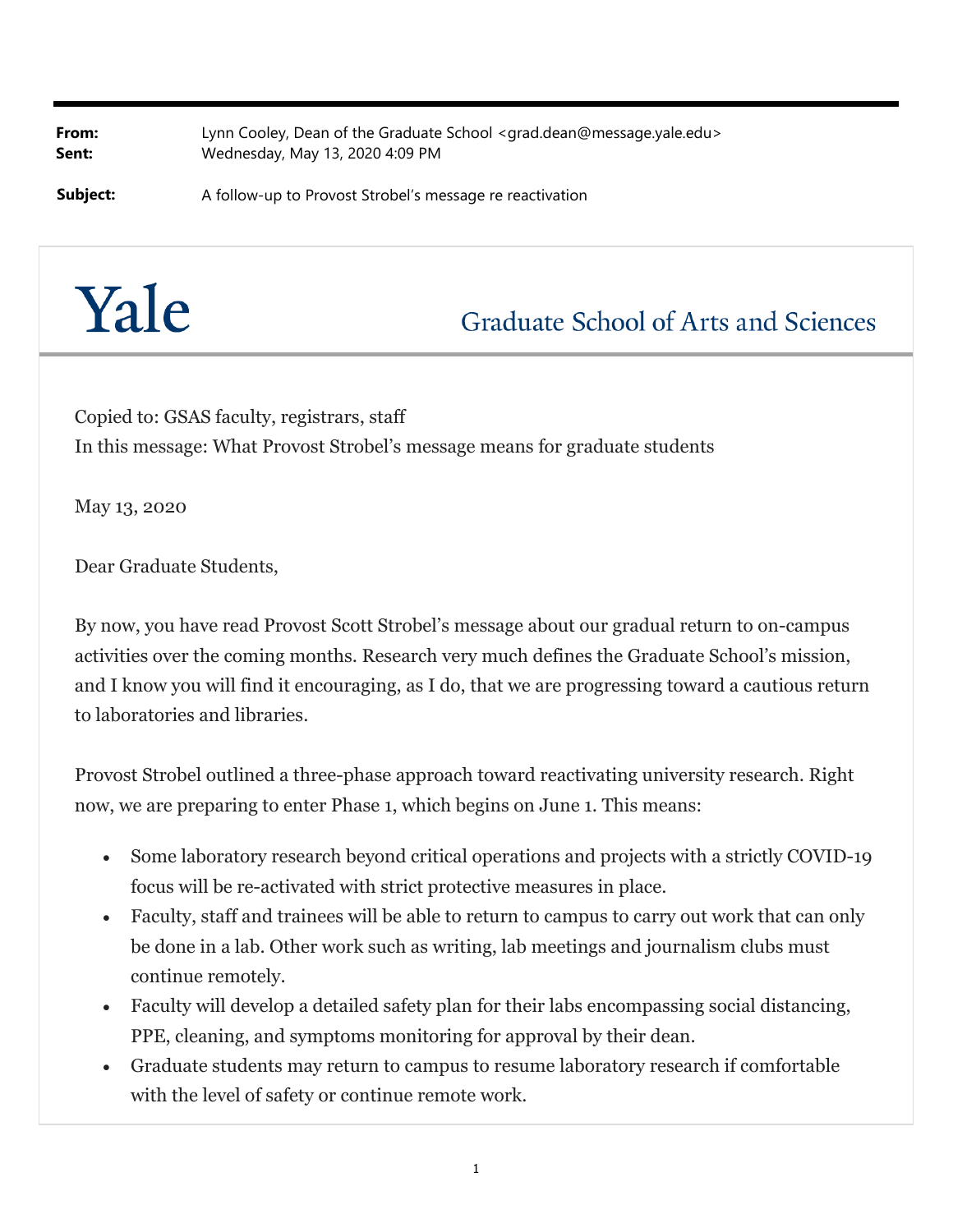**From:** Lynn Cooley, Dean of the Graduate School <grad.dean@message.yale.edu>
**Sent:** Wednesday, May 13, 2020 4:09 PM

**Subject:** A follow-up to Provost Strobel's message re reactivation

# Yale

## Graduate School of Arts and Sciences

Copied to: GSAS faculty, registrars, staff
In this message: What Provost Strobel's message means for graduate students

May 13, 2020

Dear Graduate Students,

By now, you have read Provost Scott Strobel's message about our gradual return to on-campus activities over the coming months. Research very much defines the Graduate School's mission, and I know you will find it encouraging, as I do, that we are progressing toward a cautious return to laboratories and libraries.

Provost Strobel outlined a three-phase approach toward reactivating university research. Right now, we are preparing to enter Phase 1, which begins on June 1. This means:

- Some laboratory research beyond critical operations and projects with a strictly COVID-19 focus will be re-activated with strict protective measures in place.
- Faculty, staff and trainees will be able to return to campus to carry out work that can only be done in a lab. Other work such as writing, lab meetings and journalism clubs must continue remotely.
- Faculty will develop a detailed safety plan for their labs encompassing social distancing, PPE, cleaning, and symptoms monitoring for approval by their dean.
- Graduate students may return to campus to resume laboratory research if comfortable with the level of safety or continue remote work.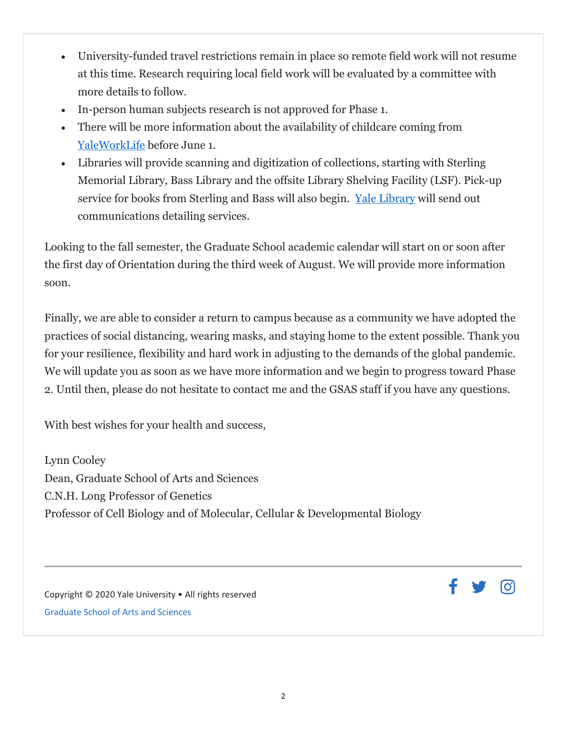- University-funded travel restrictions remain in place so remote field work will not resume at this time. Research requiring local field work will be evaluated by a committee with more details to follow.
- In-person human subjects research is not approved for Phase 1.
- There will be more information about the availability of childcare coming from YaleWorkLife before June 1.
- Libraries will provide scanning and digitization of collections, starting with Sterling Memorial Library, Bass Library and the offsite Library Shelving Facility (LSF). Pick-up service for books from Sterling and Bass will also begin. Yale Library will send out communications detailing services.

Looking to the fall semester, the Graduate School academic calendar will start on or soon after the first day of Orientation during the third week of August. We will provide more information soon.

Finally, we are able to consider a return to campus because as a community we have adopted the practices of social distancing, wearing masks, and staying home to the extent possible. Thank you for your resilience, flexibility and hard work in adjusting to the demands of the global pandemic. We will update you as soon as we have more information and we begin to progress toward Phase 2. Until then, please do not hesitate to contact me and the GSAS staff if you have any questions.

With best wishes for your health and success,

Lynn Cooley
Dean, Graduate School of Arts and Sciences
C.N.H. Long Professor of Genetics
Professor of Cell Biology and of Molecular, Cellular & Developmental Biology

---

Copyright © 2020 Yale University • All rights reserved

Graduate School of Arts and Sciences